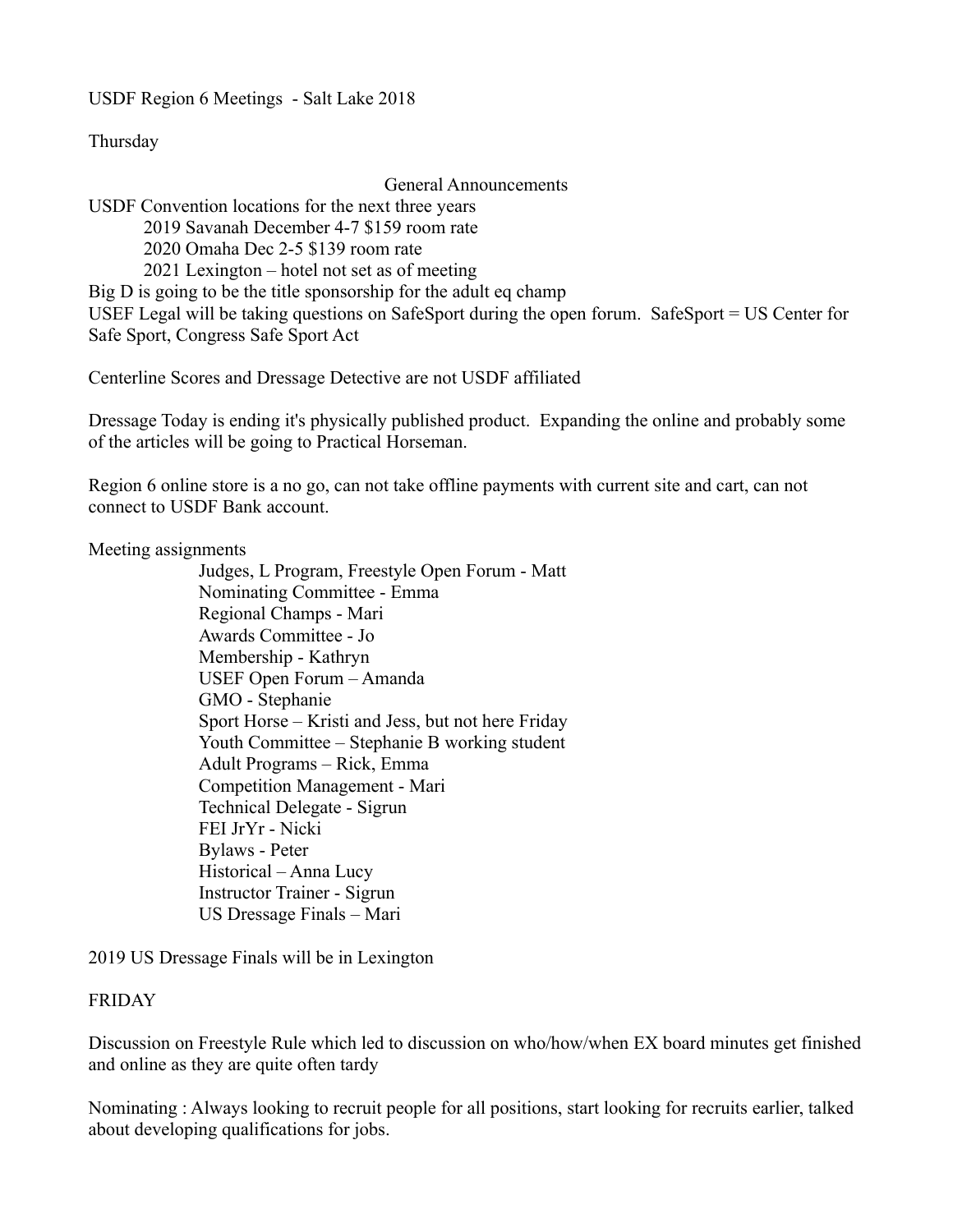USDF Region 6 Meetings - Salt Lake 2018

Thursday

General Announcements

USDF Convention locations for the next three years

- 2019 Savanah December 4-7 $159 room rate
- 2020 Omaha Dec 2-5 $139 room rate
- 2021 Lexington – hotel not set as of meeting

Big D is going to be the title sponsorship for the adult eq champ

USEF Legal will be taking questions on SafeSport during the open forum. SafeSport = US Center for Safe Sport, Congress Safe Sport Act

Centerline Scores and Dressage Detective are not USDF affiliated

Dressage Today is ending it's physically published product. Expanding the online and probably some of the articles will be going to Practical Horseman.

Region 6 online store is a no go, can not take offline payments with current site and cart, can not connect to USDF Bank account.

Meeting assignments

- Judges, L Program, Freestyle Open Forum - Matt
- Nominating Committee - Emma
- Regional Champs - Mari
- Awards Committee - Jo
- Membership - Kathryn
- USEF Open Forum – Amanda
- GMO - Stephanie
- Sport Horse – Kristi and Jess, but not here Friday
- Youth Committee – Stephanie B working student
- Adult Programs – Rick, Emma
- Competition Management - Mari
- Technical Delegate - Sigrun
- FEI JrYr - Nicki
- Bylaws - Peter
- Historical – Anna Lucy
- Instructor Trainer - Sigrun
- US Dressage Finals – Mari

2019 US Dressage Finals will be in Lexington

FRIDAY

Discussion on Freestyle Rule which led to discussion on who/how/when EX board minutes get finished and online as they are quite often tardy

Nominating : Always looking to recruit people for all positions, start looking for recruits earlier, talked about developing qualifications for jobs.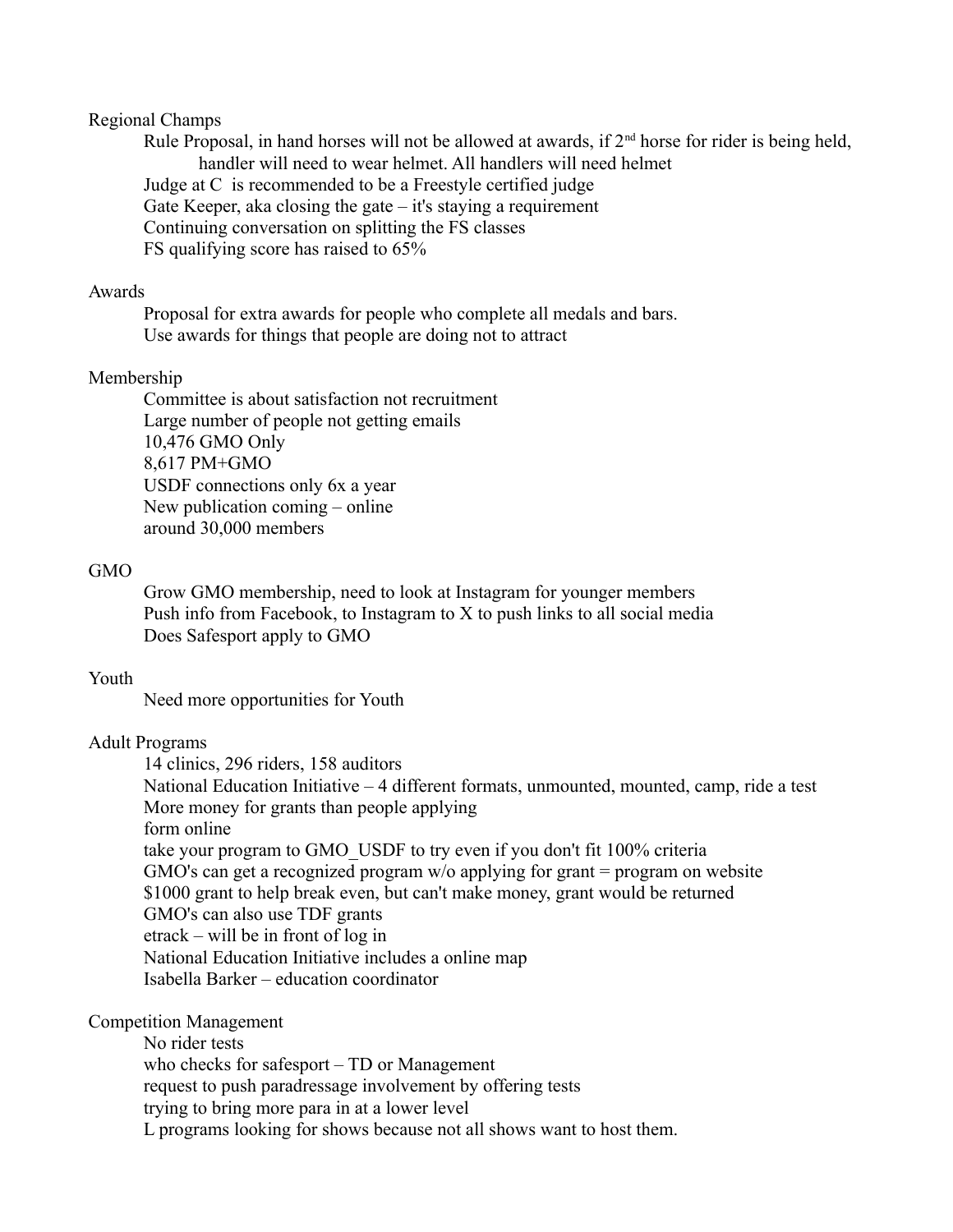## Regional Champs

- Rule Proposal, in hand horses will not be allowed at awards, if 2nd horse for rider is being held, handler will need to wear helmet. All handlers will need helmet
- Judge at C is recommended to be a Freestyle certified judge
- Gate Keeper, aka closing the gate – it's staying a requirement
- Continuing conversation on splitting the FS classes
- FS qualifying score has raised to 65%

## Awards

- Proposal for extra awards for people who complete all medals and bars.
- Use awards for things that people are doing not to attract

## Membership

- Committee is about satisfaction not recruitment
- Large number of people not getting emails
- 10,476 GMO Only
- 8,617 PM+GMO
- USDF connections only 6x a year
- New publication coming – online
- around 30,000 members

## GMO

- Grow GMO membership, need to look at Instagram for younger members
- Push info from Facebook, to Instagram to X to push links to all social media
- Does Safesport apply to GMO

## Youth

- Need more opportunities for Youth

## Adult Programs

- 14 clinics, 296 riders, 158 auditors
- National Education Initiative – 4 different formats, unmounted, mounted, camp, ride a test
- More money for grants than people applying
- form online
- take your program to GMO_USDF to try even if you don't fit 100% criteria
- GMO's can get a recognized program w/o applying for grant = program on website
- $1000 grant to help break even, but can't make money, grant would be returned
- GMO's can also use TDF grants
- etrack – will be in front of log in
- National Education Initiative includes a online map
- Isabella Barker – education coordinator

## Competition Management

- No rider tests
- who checks for safesport – TD or Management
- request to push paradressage involvement by offering tests
- trying to bring more para in at a lower level
- L programs looking for shows because not all shows want to host them.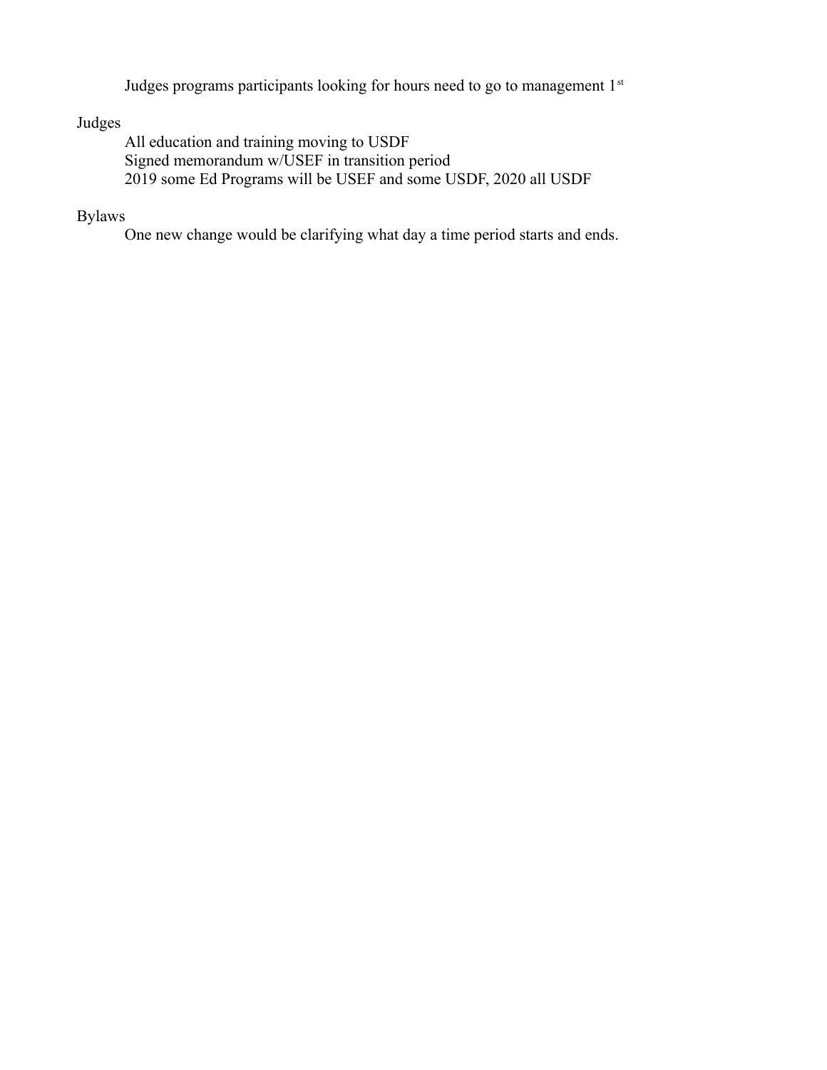Judges programs participants looking for hours need to go to management 1st

Judges

All education and training moving to USDF

Signed memorandum w/USEF in transition period

2019 some Ed Programs will be USEF and some USDF, 2020 all USDF

Bylaws

One new change would be clarifying what day a time period starts and ends.